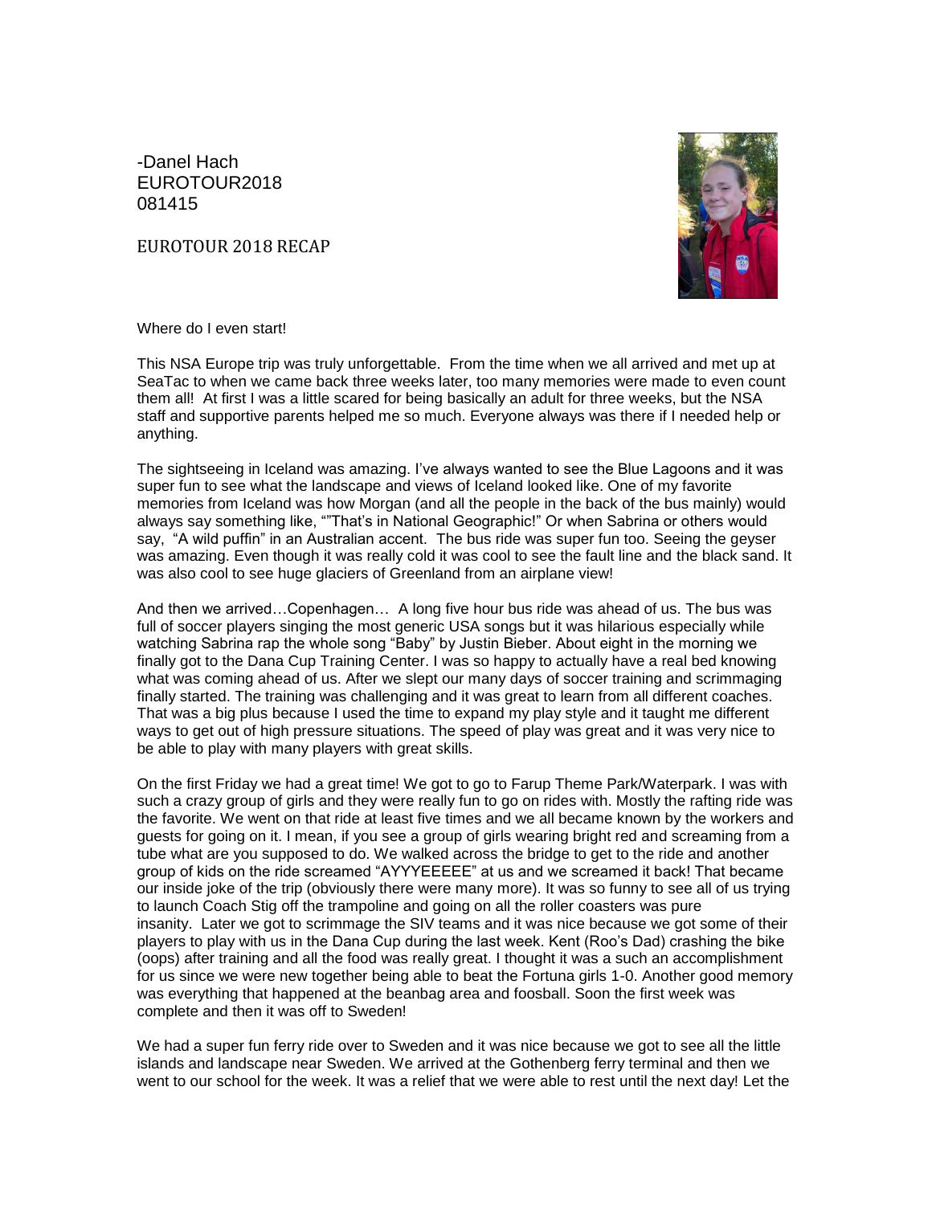-Danel Hach
EUROTOUR2018
081415

EUROTOUR 2018 RECAP

Where do I even start!

This NSA Europe trip was truly unforgettable. From the time when we all arrived and met up at SeaTac to when we came back three weeks later, too many memories were made to even count them all! At first I was a little scared for being basically an adult for three weeks, but the NSA staff and supportive parents helped me so much. Everyone always was there if I needed help or anything.

The sightseeing in Iceland was amazing. I've always wanted to see the Blue Lagoons and it was super fun to see what the landscape and views of Iceland looked like. One of my favorite memories from Iceland was how Morgan (and all the people in the back of the bus mainly) would always say something like, ""That's in National Geographic!" Or when Sabrina or others would say, "A wild puffin" in an Australian accent. The bus ride was super fun too. Seeing the geyser was amazing. Even though it was really cold it was cool to see the fault line and the black sand. It was also cool to see huge glaciers of Greenland from an airplane view!

And then we arrived…Copenhagen… A long five hour bus ride was ahead of us. The bus was full of soccer players singing the most generic USA songs but it was hilarious especially while watching Sabrina rap the whole song "Baby" by Justin Bieber. About eight in the morning we finally got to the Dana Cup Training Center. I was so happy to actually have a real bed knowing what was coming ahead of us. After we slept our many days of soccer training and scrimmaging finally started. The training was challenging and it was great to learn from all different coaches. That was a big plus because I used the time to expand my play style and it taught me different ways to get out of high pressure situations. The speed of play was great and it was very nice to be able to play with many players with great skills.

On the first Friday we had a great time! We got to go to Farup Theme Park/Waterpark. I was with such a crazy group of girls and they were really fun to go on rides with. Mostly the rafting ride was the favorite. We went on that ride at least five times and we all became known by the workers and guests for going on it. I mean, if you see a group of girls wearing bright red and screaming from a tube what are you supposed to do. We walked across the bridge to get to the ride and another group of kids on the ride screamed "AYYYEEEEE" at us and we screamed it back! That became our inside joke of the trip (obviously there were many more). It was so funny to see all of us trying to launch Coach Stig off the trampoline and going on all the roller coasters was pure insanity. Later we got to scrimmage the SIV teams and it was nice because we got some of their players to play with us in the Dana Cup during the last week. Kent (Roo's Dad) crashing the bike (oops) after training and all the food was really great. I thought it was a such an accomplishment for us since we were new together being able to beat the Fortuna girls 1-0. Another good memory was everything that happened at the beanbag area and foosball. Soon the first week was complete and then it was off to Sweden!

We had a super fun ferry ride over to Sweden and it was nice because we got to see all the little islands and landscape near Sweden. We arrived at the Gothenberg ferry terminal and then we went to our school for the week. It was a relief that we were able to rest until the next day! Let the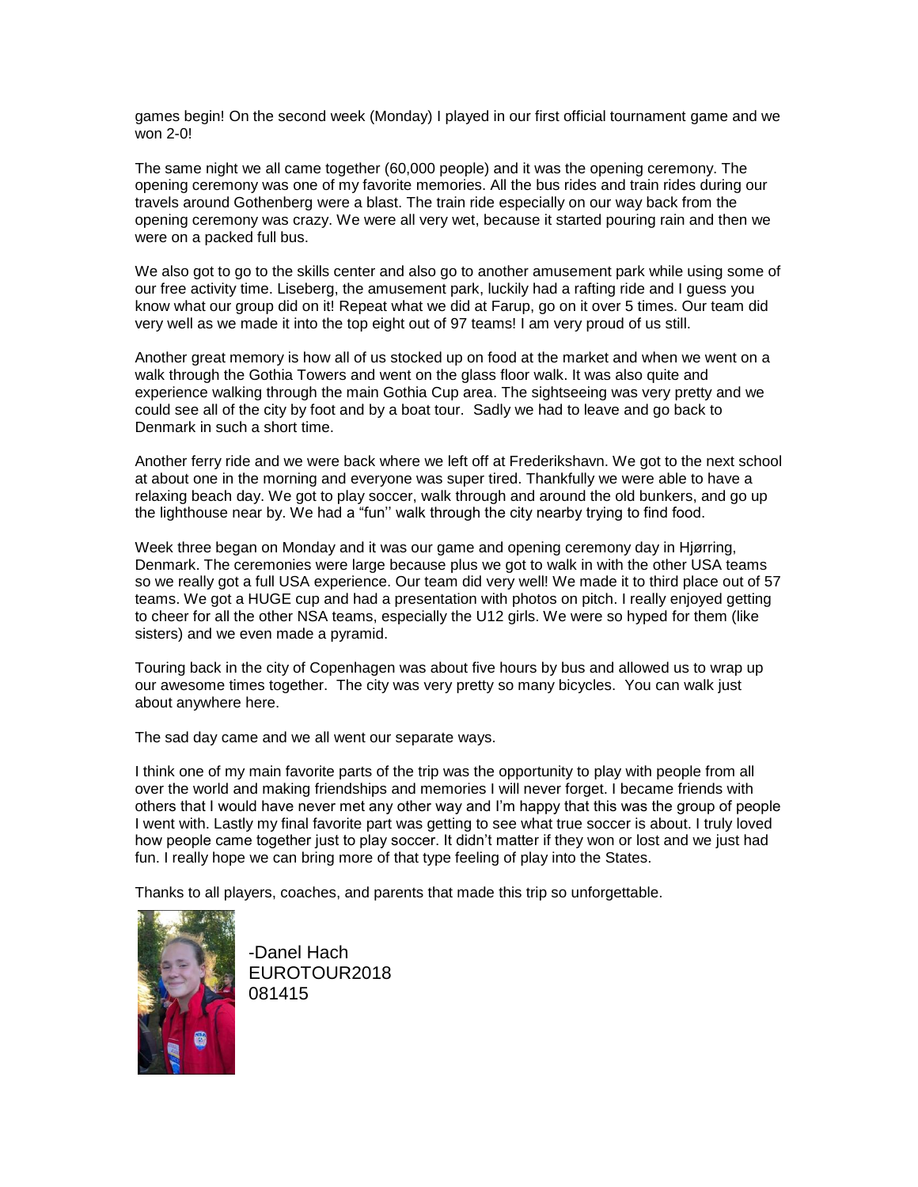games begin! On the second week (Monday) I played in our first official tournament game and we won 2-0!

The same night we all came together (60,000 people) and it was the opening ceremony. The opening ceremony was one of my favorite memories. All the bus rides and train rides during our travels around Gothenberg were a blast. The train ride especially on our way back from the opening ceremony was crazy. We were all very wet, because it started pouring rain and then we were on a packed full bus.

We also got to go to the skills center and also go to another amusement park while using some of our free activity time. Liseberg, the amusement park, luckily had a rafting ride and I guess you know what our group did on it! Repeat what we did at Farup, go on it over 5 times. Our team did very well as we made it into the top eight out of 97 teams! I am very proud of us still.

Another great memory is how all of us stocked up on food at the market and when we went on a walk through the Gothia Towers and went on the glass floor walk. It was also quite and experience walking through the main Gothia Cup area. The sightseeing was very pretty and we could see all of the city by foot and by a boat tour. Sadly we had to leave and go back to Denmark in such a short time.

Another ferry ride and we were back where we left off at Frederikshavn. We got to the next school at about one in the morning and everyone was super tired. Thankfully we were able to have a relaxing beach day. We got to play soccer, walk through and around the old bunkers, and go up the lighthouse near by. We had a "fun'' walk through the city nearby trying to find food.

Week three began on Monday and it was our game and opening ceremony day in Hjørring, Denmark. The ceremonies were large because plus we got to walk in with the other USA teams so we really got a full USA experience. Our team did very well! We made it to third place out of 57 teams. We got a HUGE cup and had a presentation with photos on pitch. I really enjoyed getting to cheer for all the other NSA teams, especially the U12 girls. We were so hyped for them (like sisters) and we even made a pyramid.

Touring back in the city of Copenhagen was about five hours by bus and allowed us to wrap up our awesome times together. The city was very pretty so many bicycles. You can walk just about anywhere here.

The sad day came and we all went our separate ways.

I think one of my main favorite parts of the trip was the opportunity to play with people from all over the world and making friendships and memories I will never forget. I became friends with others that I would have never met any other way and I'm happy that this was the group of people I went with. Lastly my final favorite part was getting to see what true soccer is about. I truly loved how people came together just to play soccer. It didn't matter if they won or lost and we just had fun. I really hope we can bring more of that type feeling of play into the States.

Thanks to all players, coaches, and parents that made this trip so unforgettable.

-Danel Hach
EUROTOUR2018
081415